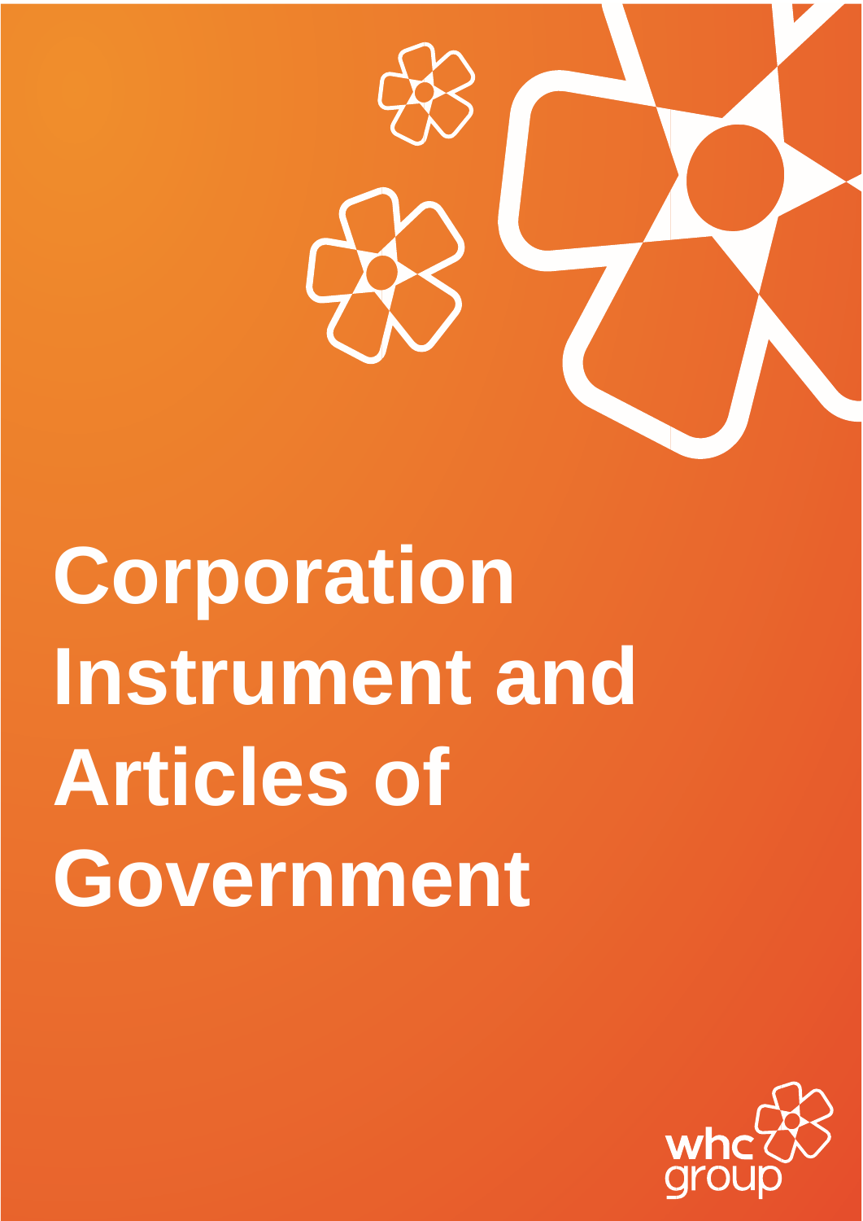# Corporation Instrument and Articles of Government

whc group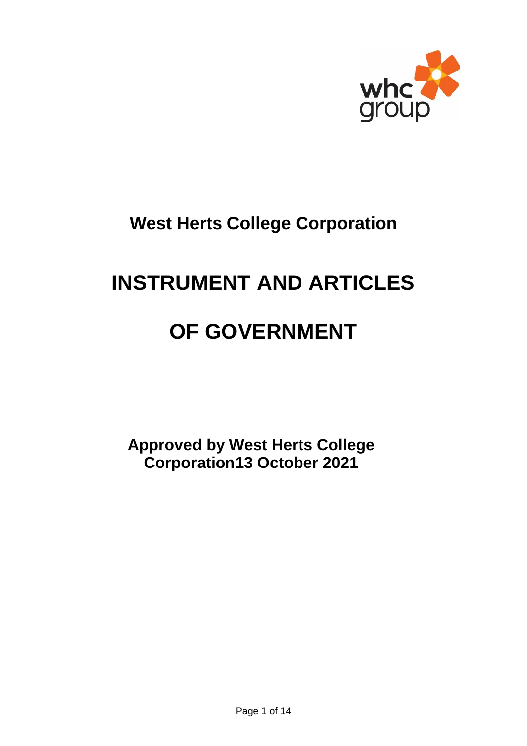# West Herts College Corporation

# INSTRUMENT AND ARTICLES

# OF GOVERNMENT

**Approved by West Herts College Corporation13 October 2021**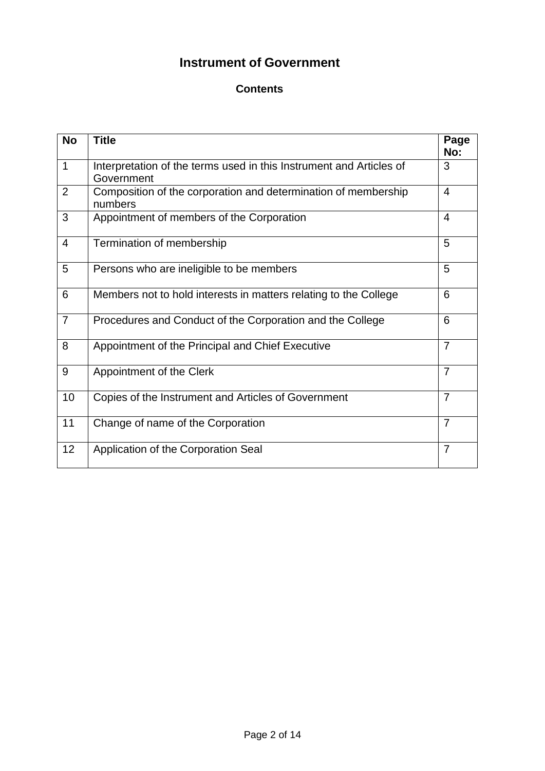# Instrument of Government

## Contents

| No | Title | Page No: |
|---|---|---|
| 1 | Interpretation of the terms used in this Instrument and Articles of Government | 3 |
| 2 | Composition of the corporation and determination of membership numbers | 4 |
| 3 | Appointment of members of the Corporation | 4 |
| 4 | Termination of membership | 5 |
| 5 | Persons who are ineligible to be members | 5 |
| 6 | Members not to hold interests in matters relating to the College | 6 |
| 7 | Procedures and Conduct of the Corporation and the College | 6 |
| 8 | Appointment of the Principal and Chief Executive | 7 |
| 9 | Appointment of the Clerk | 7 |
| 10 | Copies of the Instrument and Articles of Government | 7 |
| 11 | Change of name of the Corporation | 7 |
| 12 | Application of the Corporation Seal | 7 |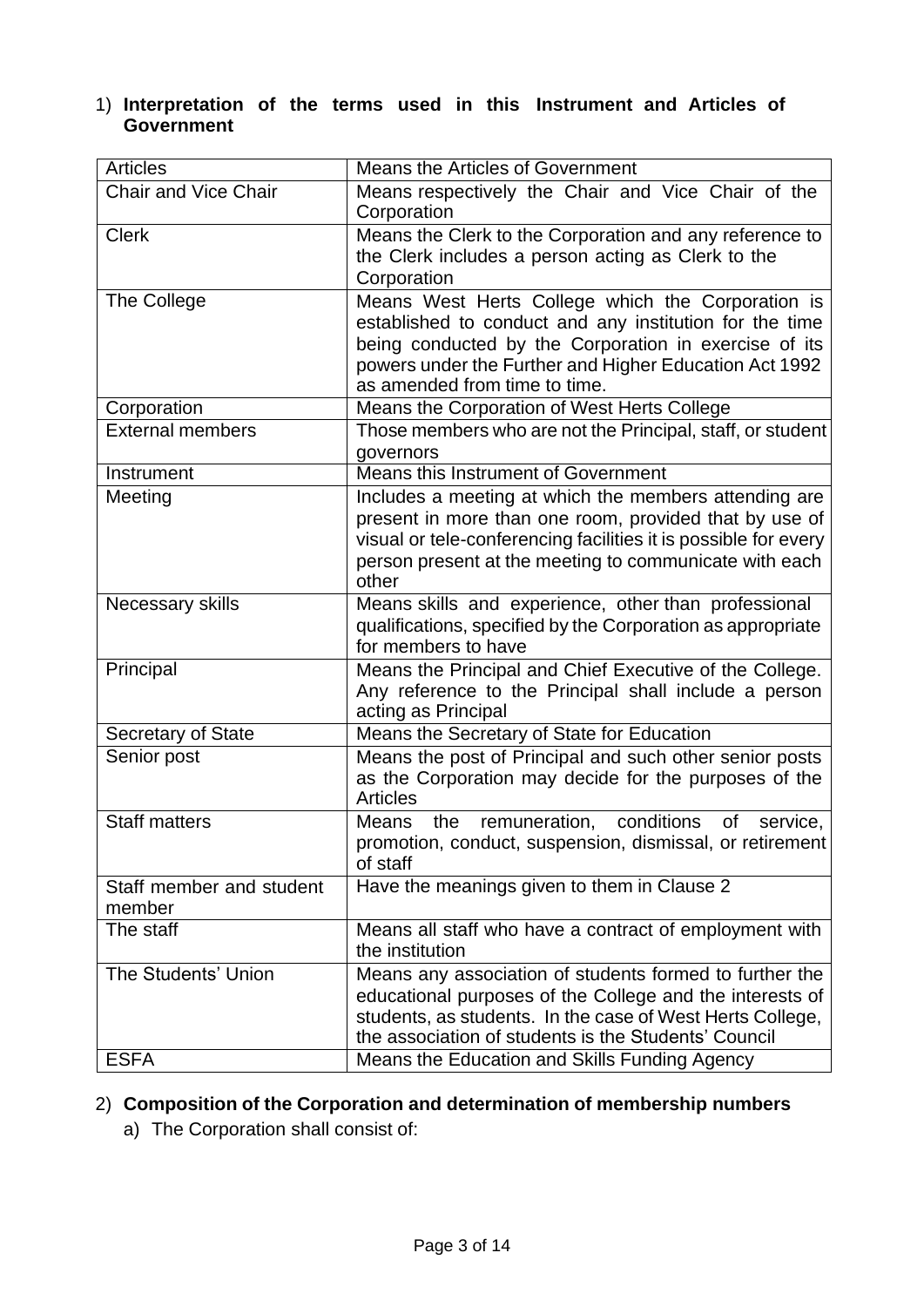1) **Interpretation of the terms used in this Instrument and Articles of Government**

| Articles | Means the Articles of Government |
|---|---|
| Chair and Vice Chair | Means respectively the Chair and Vice Chair of the Corporation |
| Clerk | Means the Clerk to the Corporation and any reference to the Clerk includes a person acting as Clerk to the Corporation |
| The College | Means West Herts College which the Corporation is established to conduct and any institution for the time being conducted by the Corporation in exercise of its powers under the Further and Higher Education Act 1992 as amended from time to time. |
| Corporation | Means the Corporation of West Herts College |
| External members | Those members who are not the Principal, staff, or student governors |
| Instrument | Means this Instrument of Government |
| Meeting | Includes a meeting at which the members attending are present in more than one room, provided that by use of visual or tele-conferencing facilities it is possible for every person present at the meeting to communicate with each other |
| Necessary skills | Means skills and experience, other than professional qualifications, specified by the Corporation as appropriate for members to have |
| Principal | Means the Principal and Chief Executive of the College. Any reference to the Principal shall include a person acting as Principal |
| Secretary of State | Means the Secretary of State for Education |
| Senior post | Means the post of Principal and such other senior posts as the Corporation may decide for the purposes of the Articles |
| Staff matters | Means the remuneration, conditions of service, promotion, conduct, suspension, dismissal, or retirement of staff |
| Staff member and student member | Have the meanings given to them in Clause 2 |
| The staff | Means all staff who have a contract of employment with the institution |
| The Students' Union | Means any association of students formed to further the educational purposes of the College and the interests of students, as students. In the case of West Herts College, the association of students is the Students' Council |
| ESFA | Means the Education and Skills Funding Agency |

2) **Composition of the Corporation and determination of membership numbers**

a) The Corporation shall consist of: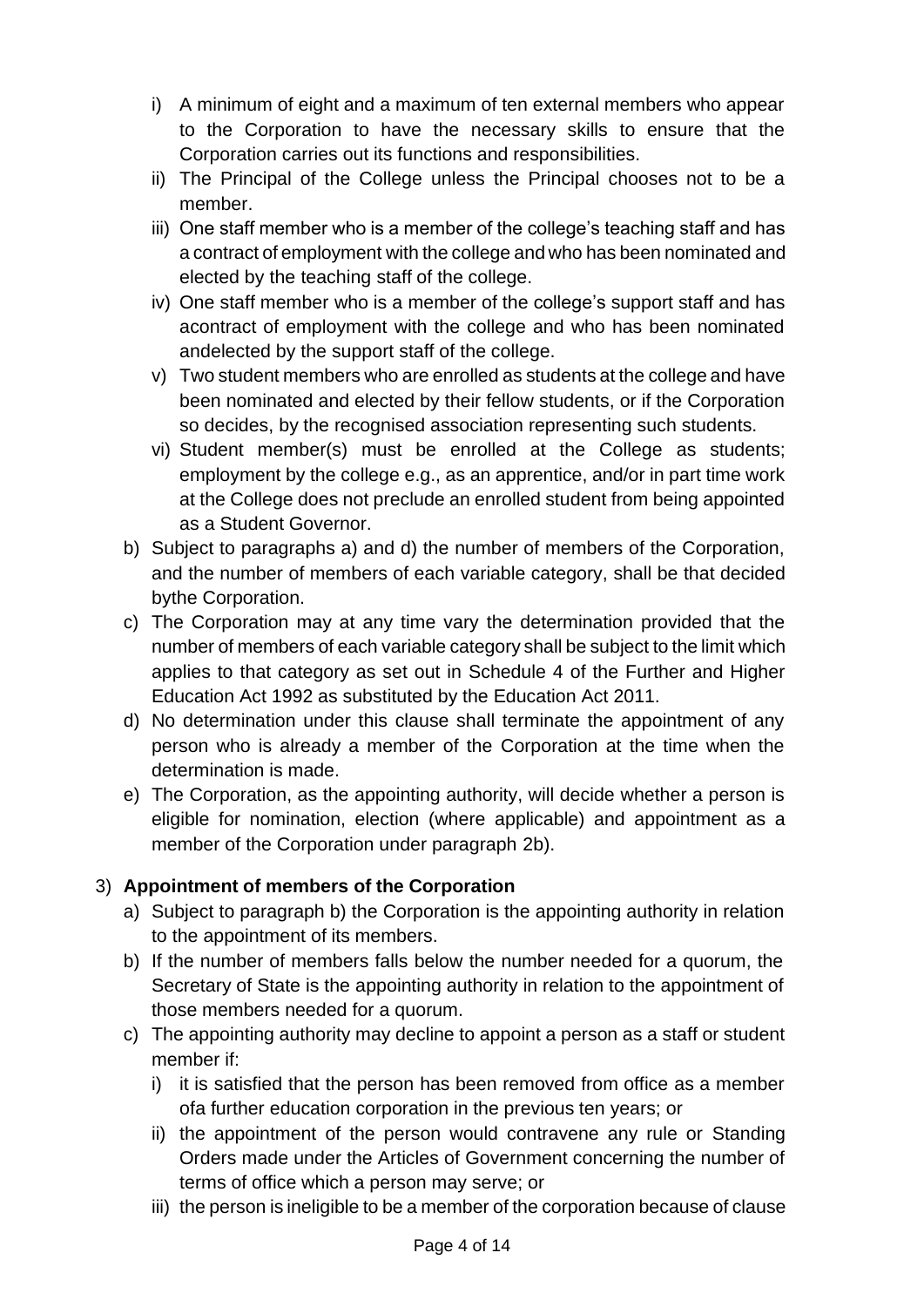- i) A minimum of eight and a maximum of ten external members who appear to the Corporation to have the necessary skills to ensure that the Corporation carries out its functions and responsibilities.
   - ii) The Principal of the College unless the Principal chooses not to be a member.
   - iii) One staff member who is a member of the college's teaching staff and has a contract of employment with the college and who has been nominated and elected by the teaching staff of the college.
   - iv) One staff member who is a member of the college's support staff and has acontract of employment with the college and who has been nominated andelected by the support staff of the college.
   - v) Two student members who are enrolled as students at the college and have been nominated and elected by their fellow students, or if the Corporation so decides, by the recognised association representing such students.
   - vi) Student member(s) must be enrolled at the College as students; employment by the college e.g., as an apprentice, and/or in part time work at the College does not preclude an enrolled student from being appointed as a Student Governor.
- b) Subject to paragraphs a) and d) the number of members of the Corporation, and the number of members of each variable category, shall be that decided bythe Corporation.
- c) The Corporation may at any time vary the determination provided that the number of members of each variable category shall be subject to the limit which applies to that category as set out in Schedule 4 of the Further and Higher Education Act 1992 as substituted by the Education Act 2011.
- d) No determination under this clause shall terminate the appointment of any person who is already a member of the Corporation at the time when the determination is made.
- e) The Corporation, as the appointing authority, will decide whether a person is eligible for nomination, election (where applicable) and appointment as a member of the Corporation under paragraph 2b).

3) **Appointment of members of the Corporation**

- a) Subject to paragraph b) the Corporation is the appointing authority in relation to the appointment of its members.
- b) If the number of members falls below the number needed for a quorum, the Secretary of State is the appointing authority in relation to the appointment of those members needed for a quorum.
- c) The appointing authority may decline to appoint a person as a staff or student member if:
   - i) it is satisfied that the person has been removed from office as a member ofa further education corporation in the previous ten years; or
   - ii) the appointment of the person would contravene any rule or Standing Orders made under the Articles of Government concerning the number of terms of office which a person may serve; or
   - iii) the person is ineligible to be a member of the corporation because of clause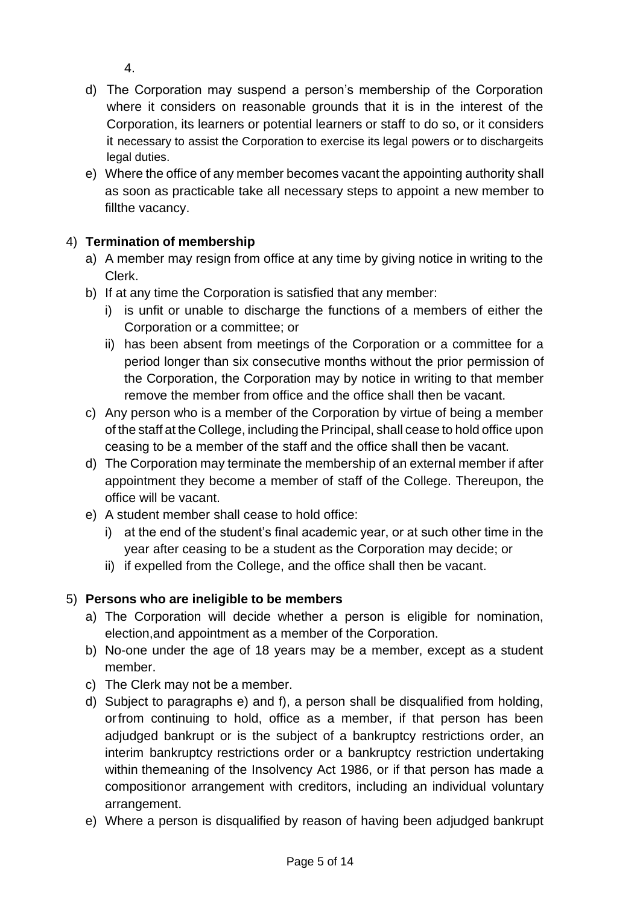4.

d) The Corporation may suspend a person's membership of the Corporation where it considers on reasonable grounds that it is in the interest of the Corporation, its learners or potential learners or staff to do so, or it considers it necessary to assist the Corporation to exercise its legal powers or to dischargeits legal duties.

e) Where the office of any member becomes vacant the appointing authority shall as soon as practicable take all necessary steps to appoint a new member to fillthe vacancy.

4) **Termination of membership**

a) A member may resign from office at any time by giving notice in writing to the Clerk.

b) If at any time the Corporation is satisfied that any member:

   i) is unfit or unable to discharge the functions of a members of either the Corporation or a committee; or

   ii) has been absent from meetings of the Corporation or a committee for a period longer than six consecutive months without the prior permission of the Corporation, the Corporation may by notice in writing to that member remove the member from office and the office shall then be vacant.

c) Any person who is a member of the Corporation by virtue of being a member of the staff at the College, including the Principal, shall cease to hold office upon ceasing to be a member of the staff and the office shall then be vacant.

d) The Corporation may terminate the membership of an external member if after appointment they become a member of staff of the College. Thereupon, the office will be vacant.

e) A student member shall cease to hold office:

   i) at the end of the student's final academic year, or at such other time in the year after ceasing to be a student as the Corporation may decide; or

   ii) if expelled from the College, and the office shall then be vacant.

5) **Persons who are ineligible to be members**

a) The Corporation will decide whether a person is eligible for nomination, election,and appointment as a member of the Corporation.

b) No-one under the age of 18 years may be a member, except as a student member.

c) The Clerk may not be a member.

d) Subject to paragraphs e) and f), a person shall be disqualified from holding, orfrom continuing to hold, office as a member, if that person has been adjudged bankrupt or is the subject of a bankruptcy restrictions order, an interim bankruptcy restrictions order or a bankruptcy restriction undertaking within themeaning of the Insolvency Act 1986, or if that person has made a compositionor arrangement with creditors, including an individual voluntary arrangement.

e) Where a person is disqualified by reason of having been adjudged bankrupt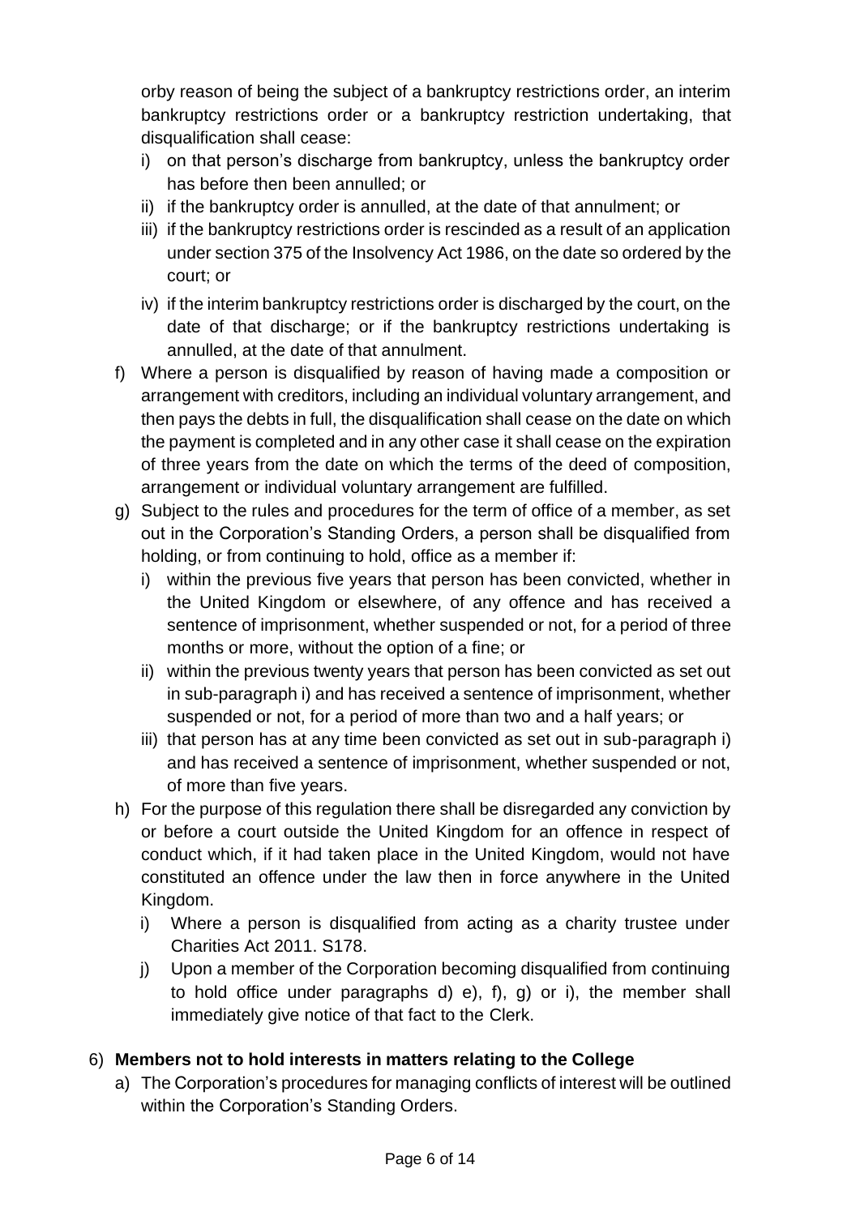orby reason of being the subject of a bankruptcy restrictions order, an interim bankruptcy restrictions order or a bankruptcy restriction undertaking, that disqualification shall cease:

   i) on that person's discharge from bankruptcy, unless the bankruptcy order has before then been annulled; or
   ii) if the bankruptcy order is annulled, at the date of that annulment; or
   iii) if the bankruptcy restrictions order is rescinded as a result of an application under section 375 of the Insolvency Act 1986, on the date so ordered by the court; or
   iv) if the interim bankruptcy restrictions order is discharged by the court, on the date of that discharge; or if the bankruptcy restrictions undertaking is annulled, at the date of that annulment.

f) Where a person is disqualified by reason of having made a composition or arrangement with creditors, including an individual voluntary arrangement, and then pays the debts in full, the disqualification shall cease on the date on which the payment is completed and in any other case it shall cease on the expiration of three years from the date on which the terms of the deed of composition, arrangement or individual voluntary arrangement are fulfilled.

g) Subject to the rules and procedures for the term of office of a member, as set out in the Corporation's Standing Orders, a person shall be disqualified from holding, or from continuing to hold, office as a member if:
   i) within the previous five years that person has been convicted, whether in the United Kingdom or elsewhere, of any offence and has received a sentence of imprisonment, whether suspended or not, for a period of three months or more, without the option of a fine; or
   ii) within the previous twenty years that person has been convicted as set out in sub-paragraph i) and has received a sentence of imprisonment, whether suspended or not, for a period of more than two and a half years; or
   iii) that person has at any time been convicted as set out in sub-paragraph i) and has received a sentence of imprisonment, whether suspended or not, of more than five years.

h) For the purpose of this regulation there shall be disregarded any conviction by or before a court outside the United Kingdom for an offence in respect of conduct which, if it had taken place in the United Kingdom, would not have constituted an offence under the law then in force anywhere in the United Kingdom.
   i) Where a person is disqualified from acting as a charity trustee under Charities Act 2011. S178.
   j) Upon a member of the Corporation becoming disqualified from continuing to hold office under paragraphs d) e), f), g) or i), the member shall immediately give notice of that fact to the Clerk.

6) **Members not to hold interests in matters relating to the College**
   a) The Corporation's procedures for managing conflicts of interest will be outlined within the Corporation's Standing Orders.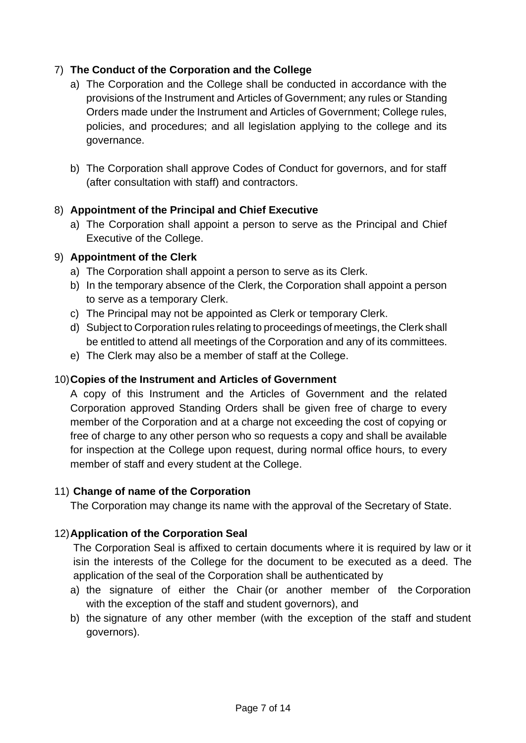7) **The Conduct of the Corporation and the College**

   a) The Corporation and the College shall be conducted in accordance with the provisions of the Instrument and Articles of Government; any rules or Standing Orders made under the Instrument and Articles of Government; College rules, policies, and procedures; and all legislation applying to the college and its governance.

   b) The Corporation shall approve Codes of Conduct for governors, and for staff (after consultation with staff) and contractors.

8) **Appointment of the Principal and Chief Executive**

   a) The Corporation shall appoint a person to serve as the Principal and Chief Executive of the College.

9) **Appointment of the Clerk**

   a) The Corporation shall appoint a person to serve as its Clerk.
   b) In the temporary absence of the Clerk, the Corporation shall appoint a person to serve as a temporary Clerk.
   c) The Principal may not be appointed as Clerk or temporary Clerk.
   d) Subject to Corporation rules relating to proceedings of meetings, the Clerk shall be entitled to attend all meetings of the Corporation and any of its committees.
   e) The Clerk may also be a member of staff at the College.

10) **Copies of the Instrument and Articles of Government**

   A copy of this Instrument and the Articles of Government and the related Corporation approved Standing Orders shall be given free of charge to every member of the Corporation and at a charge not exceeding the cost of copying or free of charge to any other person who so requests a copy and shall be available for inspection at the College upon request, during normal office hours, to every member of staff and every student at the College.

11) **Change of name of the Corporation**

   The Corporation may change its name with the approval of the Secretary of State.

12) **Application of the Corporation Seal**

   The Corporation Seal is affixed to certain documents where it is required by law or it isin the interests of the College for the document to be executed as a deed. The application of the seal of the Corporation shall be authenticated by

   a) the signature of either the Chair (or another member of the Corporation with the exception of the staff and student governors), and
   b) the signature of any other member (with the exception of the staff and student governors).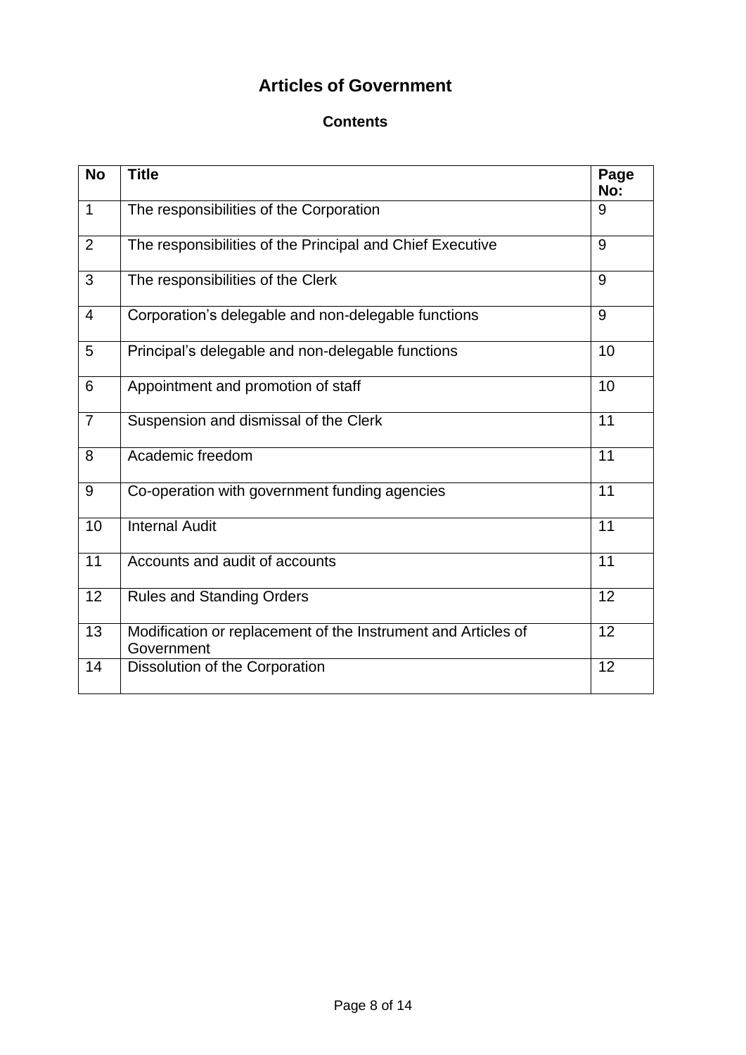# Articles of Government

## Contents

| No | Title | Page No: |
|---|---|---|
| 1 | The responsibilities of the Corporation | 9 |
| 2 | The responsibilities of the Principal and Chief Executive | 9 |
| 3 | The responsibilities of the Clerk | 9 |
| 4 | Corporation's delegable and non-delegable functions | 9 |
| 5 | Principal's delegable and non-delegable functions | 10 |
| 6 | Appointment and promotion of staff | 10 |
| 7 | Suspension and dismissal of the Clerk | 11 |
| 8 | Academic freedom | 11 |
| 9 | Co-operation with government funding agencies | 11 |
| 10 | Internal Audit | 11 |
| 11 | Accounts and audit of accounts | 11 |
| 12 | Rules and Standing Orders | 12 |
| 13 | Modification or replacement of the Instrument and Articles of Government | 12 |
| 14 | Dissolution of the Corporation | 12 |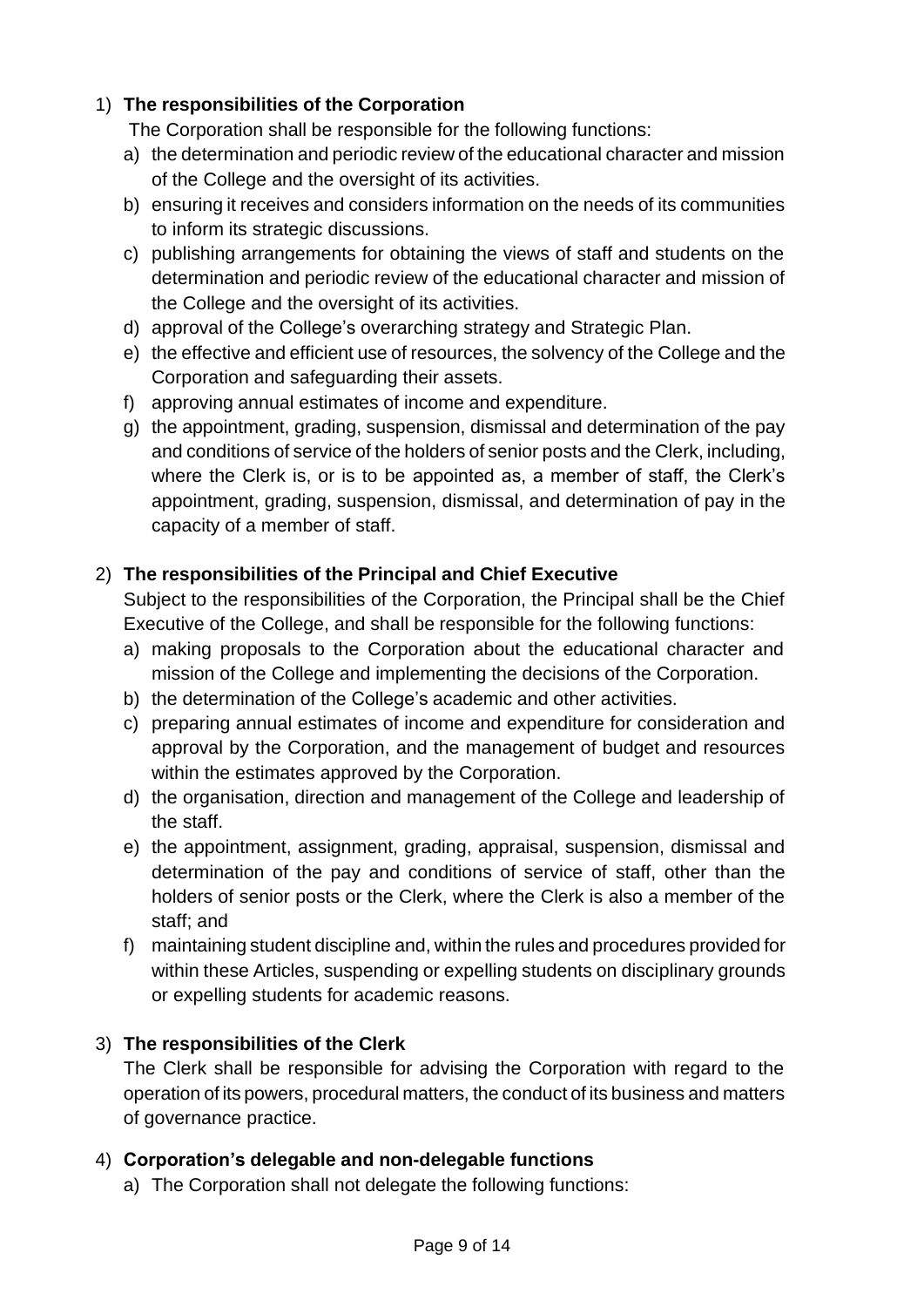1) **The responsibilities of the Corporation**

   The Corporation shall be responsible for the following functions:

   a) the determination and periodic review of the educational character and mission of the College and the oversight of its activities.
   b) ensuring it receives and considers information on the needs of its communities to inform its strategic discussions.
   c) publishing arrangements for obtaining the views of staff and students on the determination and periodic review of the educational character and mission of the College and the oversight of its activities.
   d) approval of the College's overarching strategy and Strategic Plan.
   e) the effective and efficient use of resources, the solvency of the College and the Corporation and safeguarding their assets.
   f) approving annual estimates of income and expenditure.
   g) the appointment, grading, suspension, dismissal and determination of the pay and conditions of service of the holders of senior posts and the Clerk, including, where the Clerk is, or is to be appointed as, a member of staff, the Clerk's appointment, grading, suspension, dismissal, and determination of pay in the capacity of a member of staff.

2) **The responsibilities of the Principal and Chief Executive**

   Subject to the responsibilities of the Corporation, the Principal shall be the Chief Executive of the College, and shall be responsible for the following functions:

   a) making proposals to the Corporation about the educational character and mission of the College and implementing the decisions of the Corporation.
   b) the determination of the College's academic and other activities.
   c) preparing annual estimates of income and expenditure for consideration and approval by the Corporation, and the management of budget and resources within the estimates approved by the Corporation.
   d) the organisation, direction and management of the College and leadership of the staff.
   e) the appointment, assignment, grading, appraisal, suspension, dismissal and determination of the pay and conditions of service of staff, other than the holders of senior posts or the Clerk, where the Clerk is also a member of the staff; and
   f) maintaining student discipline and, within the rules and procedures provided for within these Articles, suspending or expelling students on disciplinary grounds or expelling students for academic reasons.

3) **The responsibilities of the Clerk**

   The Clerk shall be responsible for advising the Corporation with regard to the operation of its powers, procedural matters, the conduct of its business and matters of governance practice.

4) **Corporation's delegable and non-delegable functions**

   a) The Corporation shall not delegate the following functions: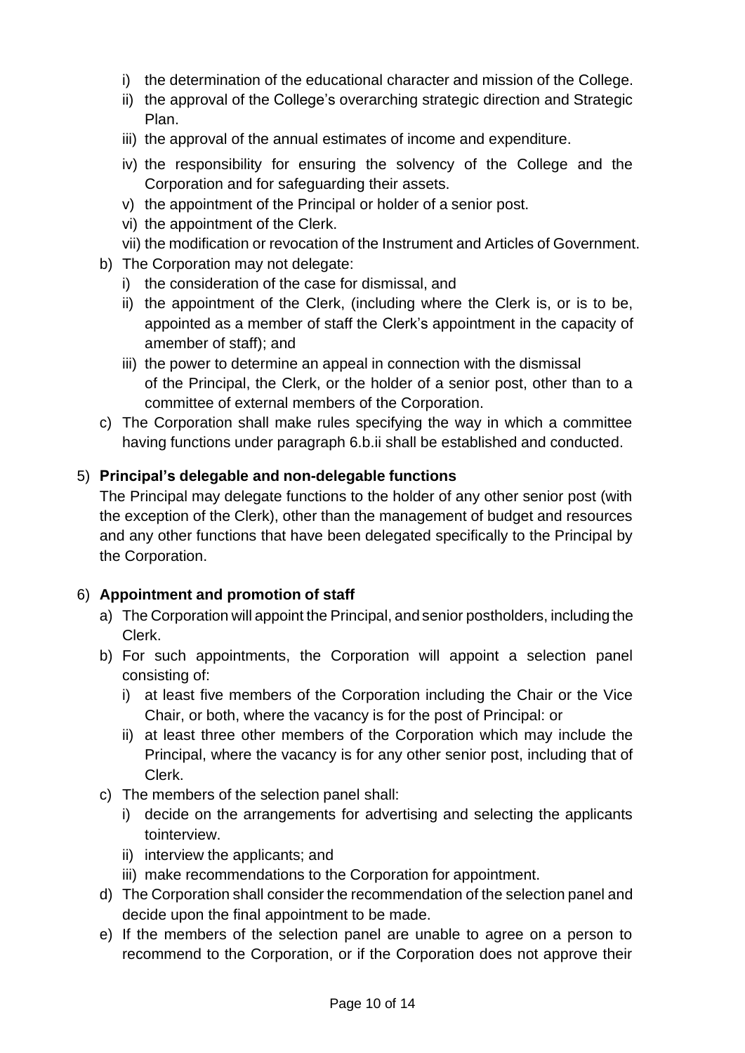i) the determination of the educational character and mission of the College.
ii) the approval of the College's overarching strategic direction and Strategic Plan.
iii) the approval of the annual estimates of income and expenditure.
iv) the responsibility for ensuring the solvency of the College and the Corporation and for safeguarding their assets.
v) the appointment of the Principal or holder of a senior post.
vi) the appointment of the Clerk.
vii) the modification or revocation of the Instrument and Articles of Government.

b) The Corporation may not delegate:
   i) the consideration of the case for dismissal, and
   ii) the appointment of the Clerk, (including where the Clerk is, or is to be, appointed as a member of staff the Clerk's appointment in the capacity of amember of staff); and
   iii) the power to determine an appeal in connection with the dismissal of the Principal, the Clerk, or the holder of a senior post, other than to a committee of external members of the Corporation.
c) The Corporation shall make rules specifying the way in which a committee having functions under paragraph 6.b.ii shall be established and conducted.

5) **Principal's delegable and non-delegable functions**

The Principal may delegate functions to the holder of any other senior post (with the exception of the Clerk), other than the management of budget and resources and any other functions that have been delegated specifically to the Principal by the Corporation.

6) **Appointment and promotion of staff**
   a) The Corporation will appoint the Principal, and senior postholders, including the Clerk.
   b) For such appointments, the Corporation will appoint a selection panel consisting of:
      i) at least five members of the Corporation including the Chair or the Vice Chair, or both, where the vacancy is for the post of Principal: or
      ii) at least three other members of the Corporation which may include the Principal, where the vacancy is for any other senior post, including that of Clerk.
   c) The members of the selection panel shall:
      i) decide on the arrangements for advertising and selecting the applicants tointerview.
      ii) interview the applicants; and
      iii) make recommendations to the Corporation for appointment.
   d) The Corporation shall consider the recommendation of the selection panel and decide upon the final appointment to be made.
   e) If the members of the selection panel are unable to agree on a person to recommend to the Corporation, or if the Corporation does not approve their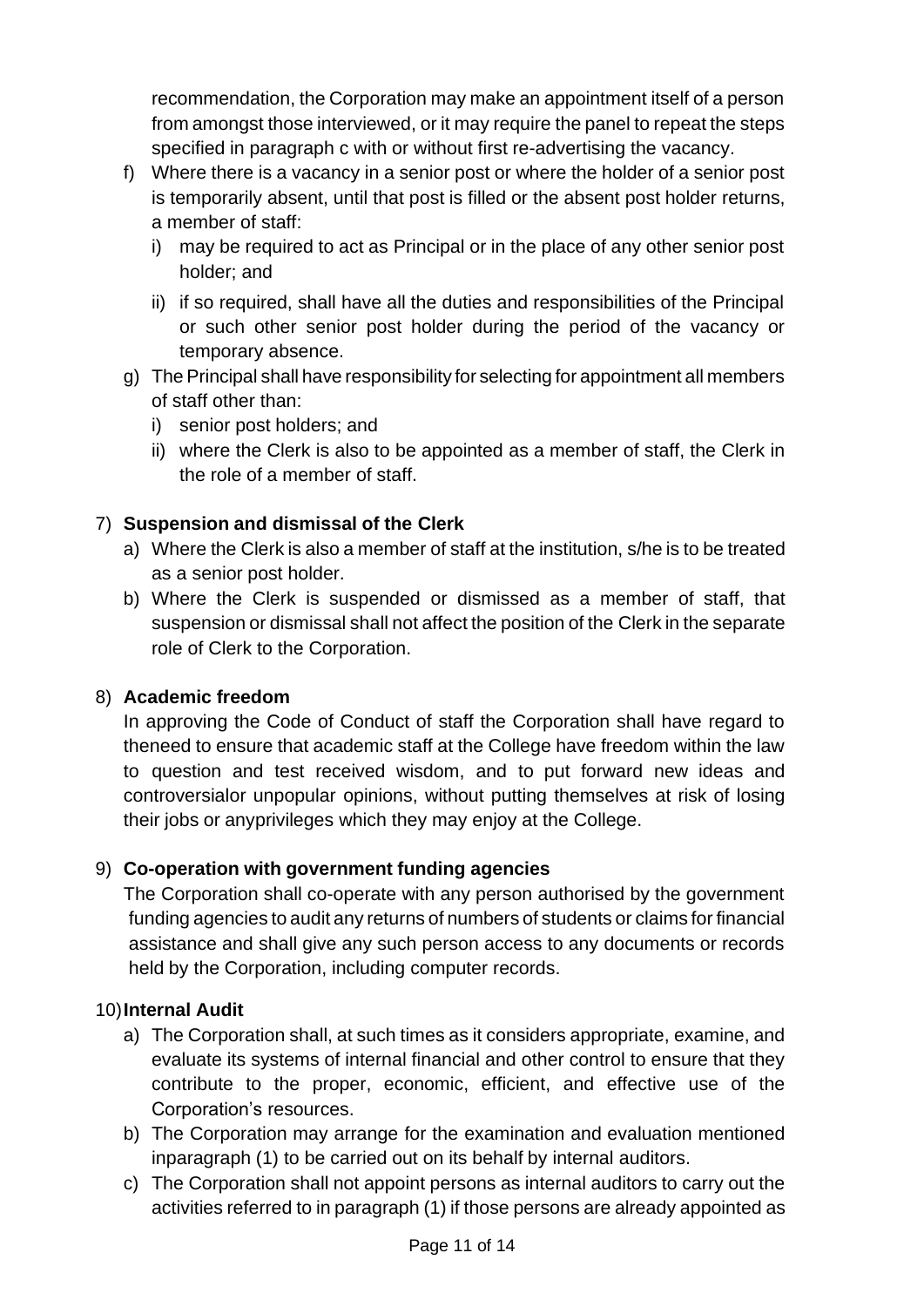recommendation, the Corporation may make an appointment itself of a person from amongst those interviewed, or it may require the panel to repeat the steps specified in paragraph c with or without first re-advertising the vacancy.

f) Where there is a vacancy in a senior post or where the holder of a senior post is temporarily absent, until that post is filled or the absent post holder returns, a member of staff:
   i) may be required to act as Principal or in the place of any other senior post holder; and
   ii) if so required, shall have all the duties and responsibilities of the Principal or such other senior post holder during the period of the vacancy or temporary absence.
g) The Principal shall have responsibility for selecting for appointment all members of staff other than:
   i) senior post holders; and
   ii) where the Clerk is also to be appointed as a member of staff, the Clerk in the role of a member of staff.

7) **Suspension and dismissal of the Clerk**
   a) Where the Clerk is also a member of staff at the institution, s/he is to be treated as a senior post holder.
   b) Where the Clerk is suspended or dismissed as a member of staff, that suspension or dismissal shall not affect the position of the Clerk in the separate role of Clerk to the Corporation.

8) **Academic freedom**

   In approving the Code of Conduct of staff the Corporation shall have regard to theneed to ensure that academic staff at the College have freedom within the law to question and test received wisdom, and to put forward new ideas and controversialor unpopular opinions, without putting themselves at risk of losing their jobs or anyprivileges which they may enjoy at the College.

9) **Co-operation with government funding agencies**

   The Corporation shall co-operate with any person authorised by the government funding agencies to audit any returns of numbers of students or claims for financial assistance and shall give any such person access to any documents or records held by the Corporation, including computer records.

10) **Internal Audit**
   a) The Corporation shall, at such times as it considers appropriate, examine, and evaluate its systems of internal financial and other control to ensure that they contribute to the proper, economic, efficient, and effective use of the Corporation's resources.
   b) The Corporation may arrange for the examination and evaluation mentioned inparagraph (1) to be carried out on its behalf by internal auditors.
   c) The Corporation shall not appoint persons as internal auditors to carry out the activities referred to in paragraph (1) if those persons are already appointed as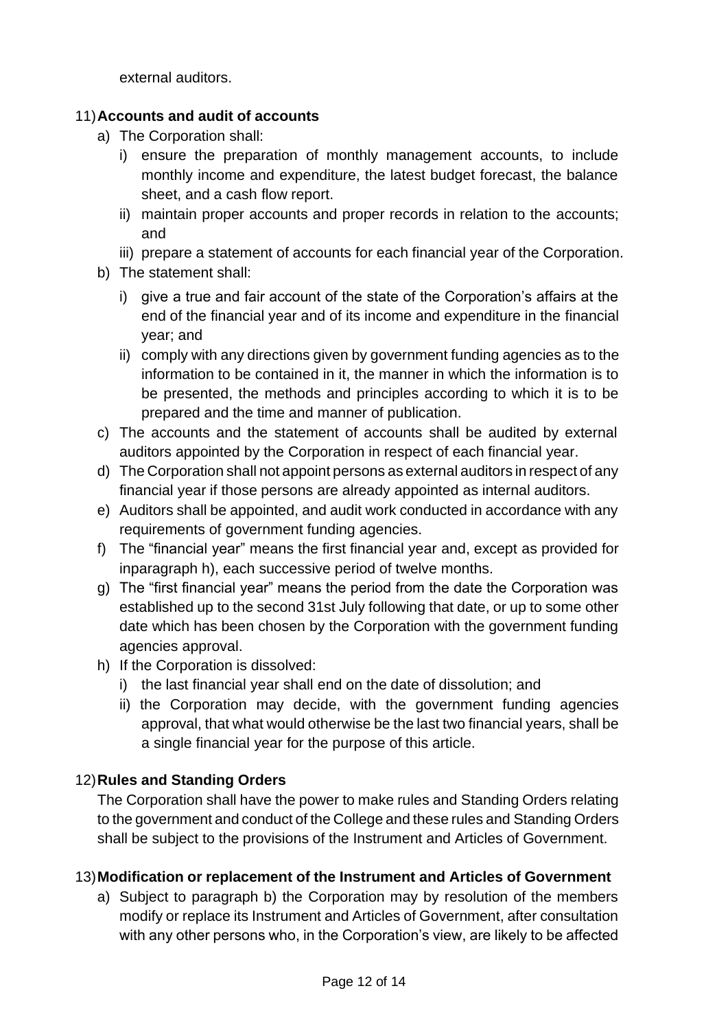external auditors.

11) **Accounts and audit of accounts**

a) The Corporation shall:

   i) ensure the preparation of monthly management accounts, to include monthly income and expenditure, the latest budget forecast, the balance sheet, and a cash flow report.

   ii) maintain proper accounts and proper records in relation to the accounts; and

   iii) prepare a statement of accounts for each financial year of the Corporation.

b) The statement shall:

   i) give a true and fair account of the state of the Corporation's affairs at the end of the financial year and of its income and expenditure in the financial year; and

   ii) comply with any directions given by government funding agencies as to the information to be contained in it, the manner in which the information is to be presented, the methods and principles according to which it is to be prepared and the time and manner of publication.

c) The accounts and the statement of accounts shall be audited by external auditors appointed by the Corporation in respect of each financial year.

d) The Corporation shall not appoint persons as external auditors in respect of any financial year if those persons are already appointed as internal auditors.

e) Auditors shall be appointed, and audit work conducted in accordance with any requirements of government funding agencies.

f) The "financial year" means the first financial year and, except as provided for inparagraph h), each successive period of twelve months.

g) The "first financial year" means the period from the date the Corporation was established up to the second 31st July following that date, or up to some other date which has been chosen by the Corporation with the government funding agencies approval.

h) If the Corporation is dissolved:

   i) the last financial year shall end on the date of dissolution; and

   ii) the Corporation may decide, with the government funding agencies approval, that what would otherwise be the last two financial years, shall be a single financial year for the purpose of this article.

12) **Rules and Standing Orders**

The Corporation shall have the power to make rules and Standing Orders relating to the government and conduct of the College and these rules and Standing Orders shall be subject to the provisions of the Instrument and Articles of Government.

13) **Modification or replacement of the Instrument and Articles of Government**

a) Subject to paragraph b) the Corporation may by resolution of the members modify or replace its Instrument and Articles of Government, after consultation with any other persons who, in the Corporation's view, are likely to be affected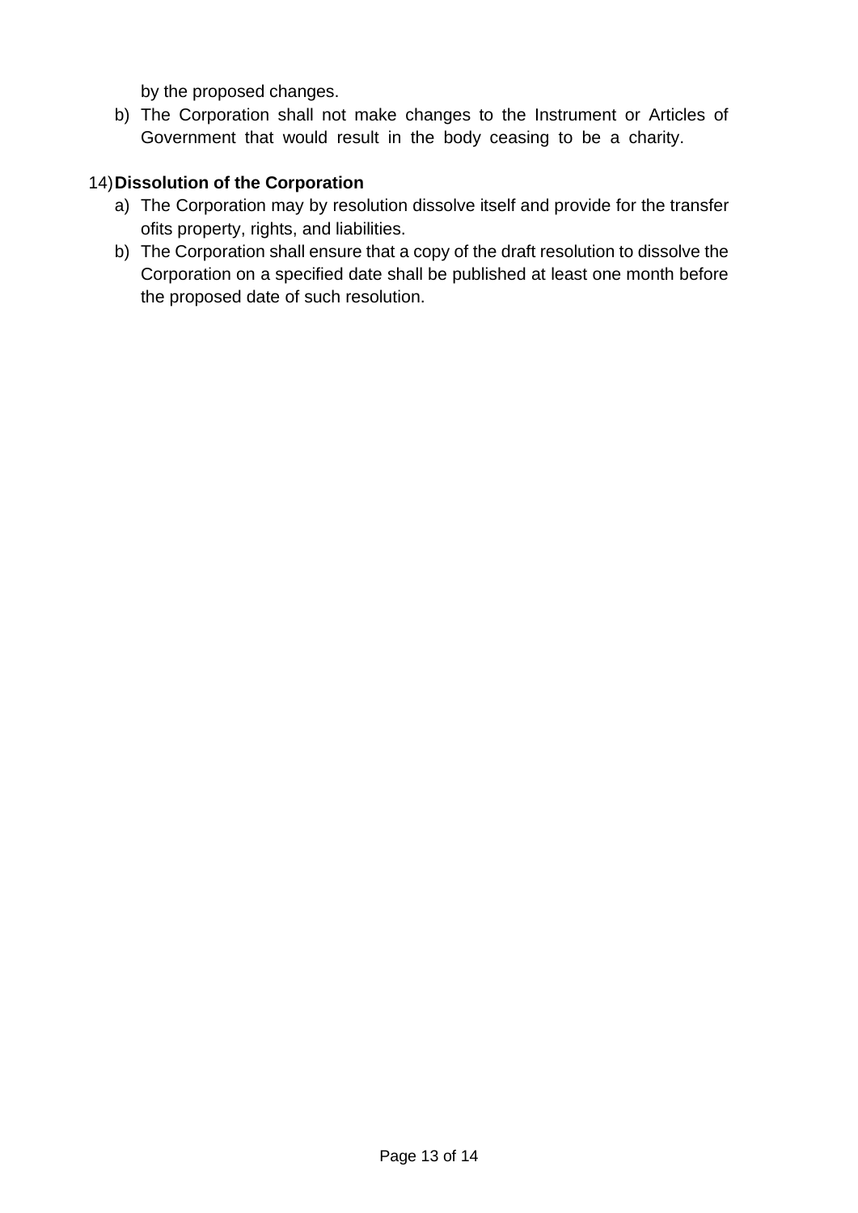by the proposed changes.

b) The Corporation shall not make changes to the Instrument or Articles of Government that would result in the body ceasing to be a charity.

14) **Dissolution of the Corporation**

a) The Corporation may by resolution dissolve itself and provide for the transfer ofits property, rights, and liabilities.

b) The Corporation shall ensure that a copy of the draft resolution to dissolve the Corporation on a specified date shall be published at least one month before the proposed date of such resolution.